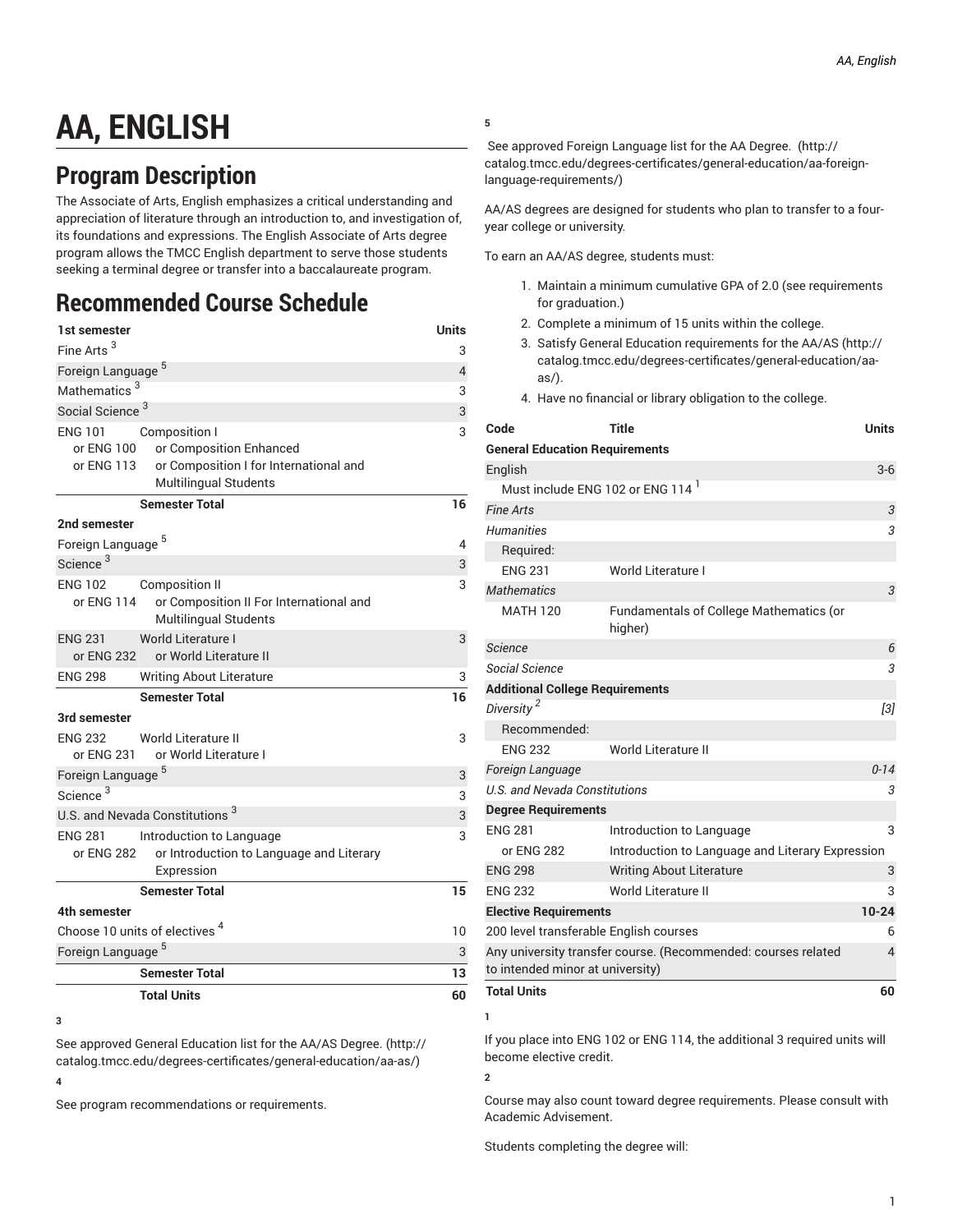# AA, ENGLISH

## Program Description

The Associate of Arts, English emphasizes a critical understanding and appreciation of literature through an introduction to, and investigation of, its foundations and expressions. The English Associate of Arts degree program allows the TMCC English department to serve those students seeking a terminal degree or transfer into a baccalaureate program.

## Recommended Course Schedule

| 1st semester | | Units |
|---|---|---|
| Fine Arts [3] | | 3 |
| Foreign Language [5] | | 4 |
| Mathematics [3] | | 3 |
| Social Science [3] | | 3 |
| ENG 101 or ENG 100 or ENG 113 | Composition I or Composition Enhanced or Composition I for International and Multilingual Students | 3 |
| | **Semester Total** | **16** |
| **2nd semester** | | |
| Foreign Language [5] | | 4 |
| Science [3] | | 3 |
| ENG 102 or ENG 114 | Composition II or Composition II For International and Multilingual Students | 3 |
| ENG 231 or ENG 232 | World Literature I or World Literature II | 3 |
| ENG 298 | Writing About Literature | 3 |
| | **Semester Total** | **16** |
| **3rd semester** | | |
| ENG 232 or ENG 231 | World Literature II or World Literature I | 3 |
| Foreign Language [5] | | 3 |
| Science [3] | | 3 |
| U.S. and Nevada Constitutions [3] | | 3 |
| ENG 281 or ENG 282 | Introduction to Language or Introduction to Language and Literary Expression | 3 |
| | **Semester Total** | **15** |
| **4th semester** | | |
| Choose 10 units of electives [4] | | 10 |
| Foreign Language [5] | | 3 |
| | **Semester Total** | **13** |
| | **Total Units** | **60** |

**3**

See approved General Education list for the AA/AS Degree. (http://catalog.tmcc.edu/degrees-certificates/general-education/aa-as/)

**4**

See program recommendations or requirements.

**5**

See approved Foreign Language list for the AA Degree. (http://catalog.tmcc.edu/degrees-certificates/general-education/aa-foreign-language-requirements/)

AA/AS degrees are designed for students who plan to transfer to a four-year college or university.

To earn an AA/AS degree, students must:

1. Maintain a minimum cumulative GPA of 2.0 (see requirements for graduation.)
2. Complete a minimum of 15 units within the college.
3. Satisfy General Education requirements for the AA/AS (http://catalog.tmcc.edu/degrees-certificates/general-education/aa-as/).
4. Have no financial or library obligation to the college.

| Code | Title | Units |
|---|---|---|
| **General Education Requirements** | | |
| English | | 3-6 |
| Must include ENG 102 or ENG 114 [1] | | |
| *Fine Arts* | | *3* |
| *Humanities* | | *3* |
| Required: | | |
| ENG 231 | World Literature I | |
| *Mathematics* | | *3* |
| MATH 120 | Fundamentals of College Mathematics (or higher) | |
| *Science* | | *6* |
| *Social Science* | | *3* |
| **Additional College Requirements** | | |
| *Diversity [2]* | | *[3]* |
| Recommended: | | |
| ENG 232 | World Literature II | |
| *Foreign Language* | | *0-14* |
| *U.S. and Nevada Constitutions* | | *3* |
| **Degree Requirements** | | |
| ENG 281 | Introduction to Language | 3 |
| or ENG 282 | Introduction to Language and Literary Expression | |
| ENG 298 | Writing About Literature | 3 |
| ENG 232 | World Literature II | 3 |
| **Elective Requirements** | | **10-24** |
| 200 level transferable English courses | | 6 |
| Any university transfer course. (Recommended: courses related to intended minor at university) | | 4 |
| **Total Units** | | **60** |

**1**

If you place into ENG 102 or ENG 114, the additional 3 required units will become elective credit.

**2**

Course may also count toward degree requirements. Please consult with Academic Advisement.

Students completing the degree will: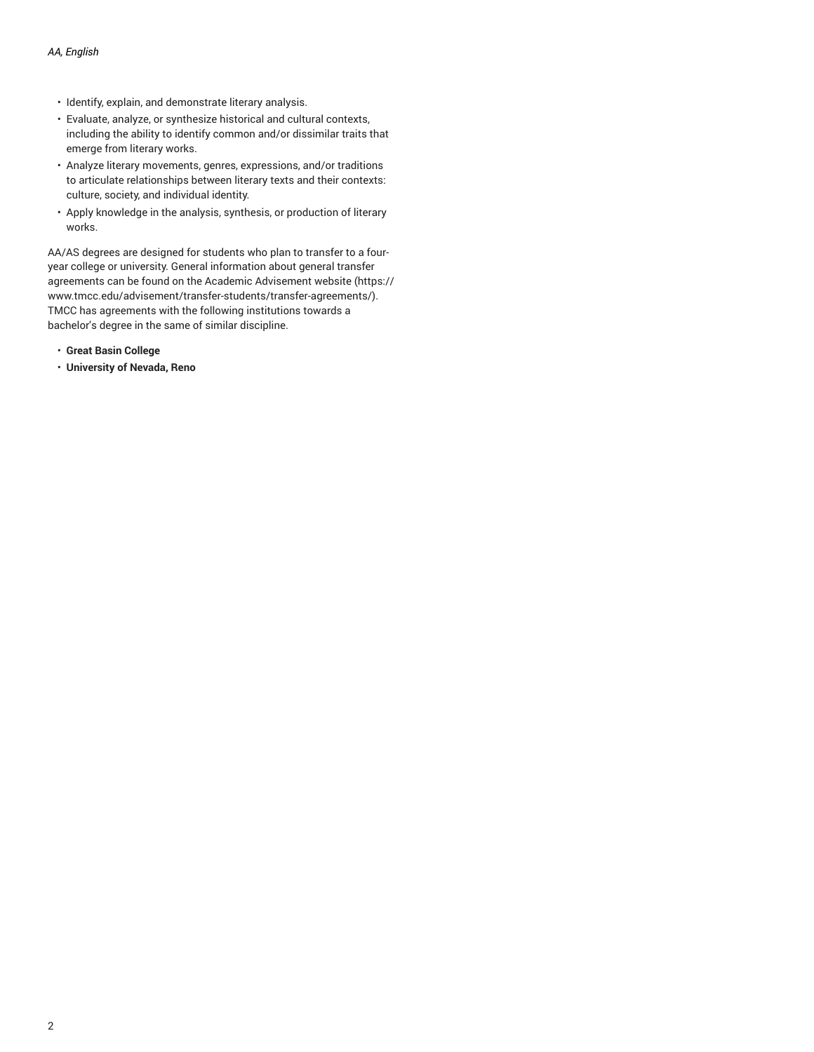- Identify, explain, and demonstrate literary analysis.
- Evaluate, analyze, or synthesize historical and cultural contexts, including the ability to identify common and/or dissimilar traits that emerge from literary works.
- Analyze literary movements, genres, expressions, and/or traditions to articulate relationships between literary texts and their contexts: culture, society, and individual identity.
- Apply knowledge in the analysis, synthesis, or production of literary works.

AA/AS degrees are designed for students who plan to transfer to a four-year college or university. General information about general transfer agreements can be found on the Academic Advisement website (https://www.tmcc.edu/advisement/transfer-students/transfer-agreements/). TMCC has agreements with the following institutions towards a bachelor's degree in the same of similar discipline.

- **Great Basin College**
- **University of Nevada, Reno**